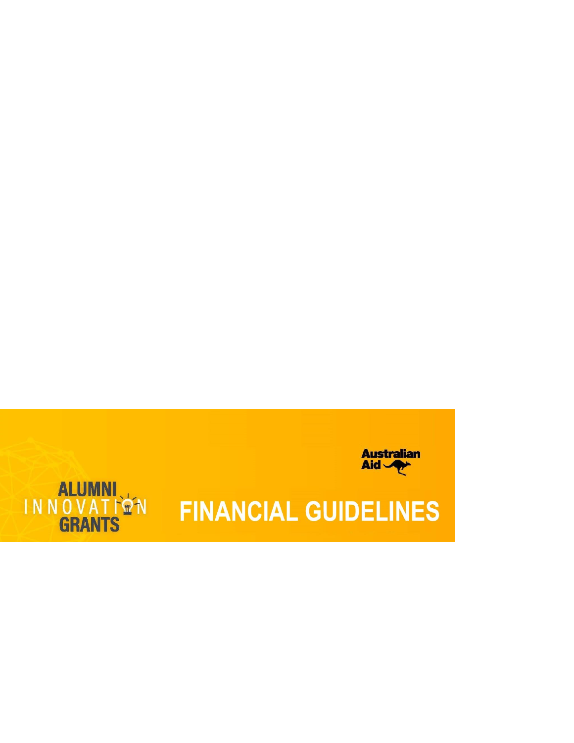Australian Aid

ALUMNI INNOVATION GRANTS

# FINANCIAL GUIDELINES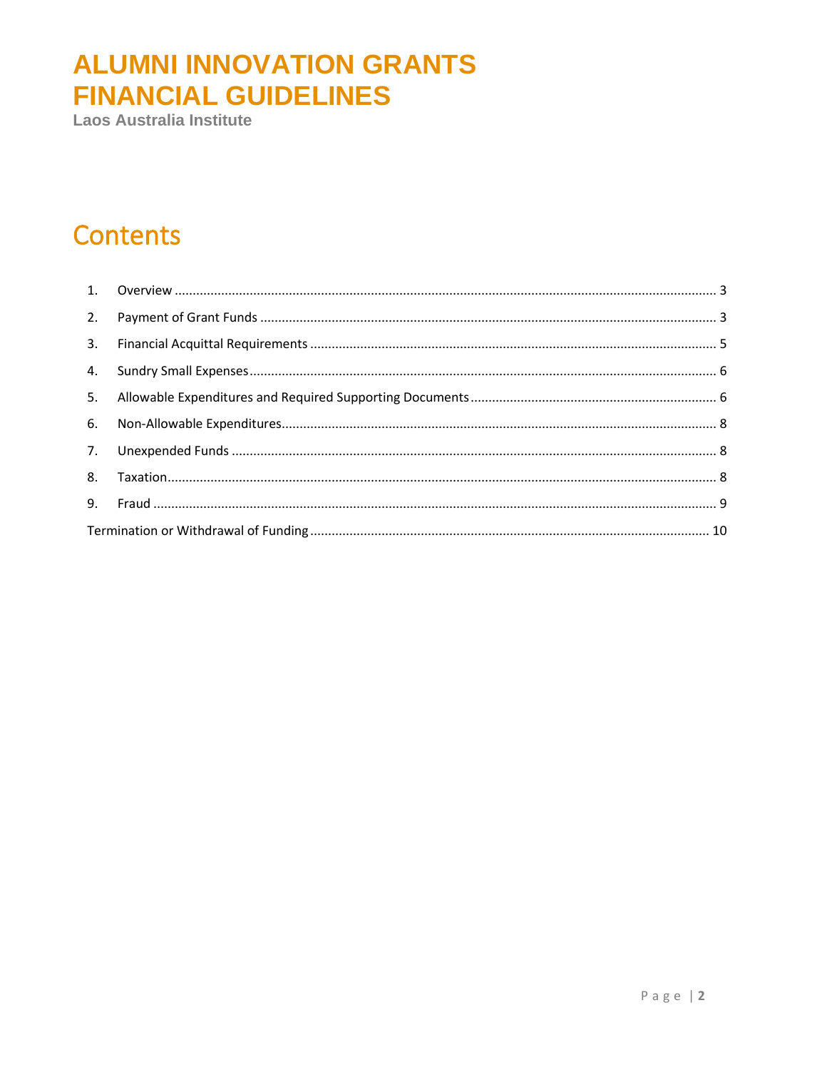# ALUMNI INNOVATION GRANTS FINANCIAL GUIDELINES

Laos Australia Institute

## Contents

1. Overview ..... 3
2. Payment of Grant Funds ..... 3
3. Financial Acquittal Requirements ..... 5
4. Sundry Small Expenses ..... 6
5. Allowable Expenditures and Required Supporting Documents ..... 6
6. Non-Allowable Expenditures ..... 8
7. Unexpended Funds ..... 8
8. Taxation ..... 8
9. Fraud ..... 9

Termination or Withdrawal of Funding ..... 10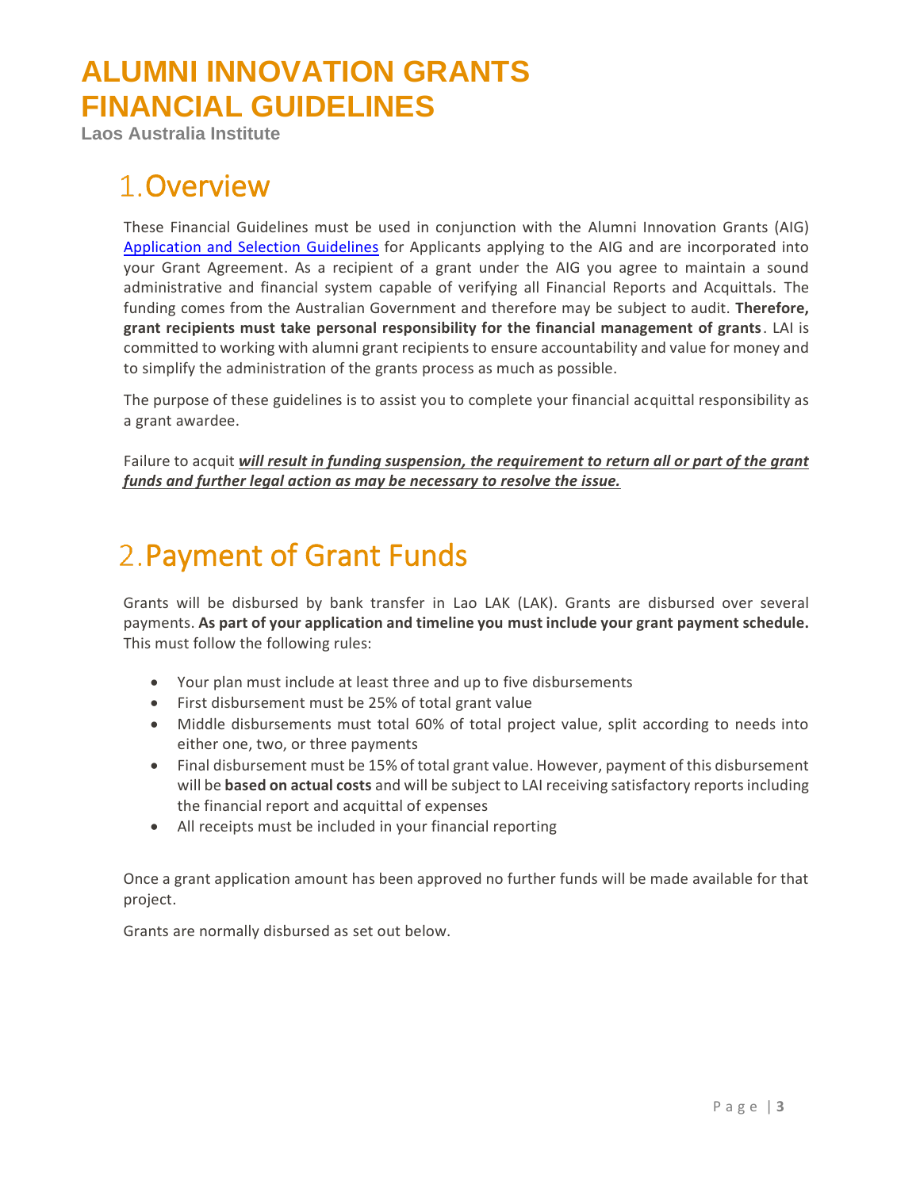# ALUMNI INNOVATION GRANTS FINANCIAL GUIDELINES

**Laos Australia Institute**

## 1. Overview

These Financial Guidelines must be used in conjunction with the Alumni Innovation Grants (AIG) [Application and Selection Guidelines] for Applicants applying to the AIG and are incorporated into your Grant Agreement. As a recipient of a grant under the AIG you agree to maintain a sound administrative and financial system capable of verifying all Financial Reports and Acquittals. The funding comes from the Australian Government and therefore may be subject to audit. **Therefore, grant recipients must take personal responsibility for the financial management of grants**. LAI is committed to working with alumni grant recipients to ensure accountability and value for money and to simplify the administration of the grants process as much as possible.

The purpose of these guidelines is to assist you to complete your financial acquittal responsibility as a grant awardee.

Failure to acquit ***will result in funding suspension, the requirement to return all or part of the grant funds and further legal action as may be necessary to resolve the issue.***

## 2. Payment of Grant Funds

Grants will be disbursed by bank transfer in Lao LAK (LAK). Grants are disbursed over several payments. **As part of your application and timeline you must include your grant payment schedule.** This must follow the following rules:

- Your plan must include at least three and up to five disbursements
- First disbursement must be 25% of total grant value
- Middle disbursements must total 60% of total project value, split according to needs into either one, two, or three payments
- Final disbursement must be 15% of total grant value. However, payment of this disbursement will be **based on actual costs** and will be subject to LAI receiving satisfactory reports including the financial report and acquittal of expenses
- All receipts must be included in your financial reporting

Once a grant application amount has been approved no further funds will be made available for that project.

Grants are normally disbursed as set out below.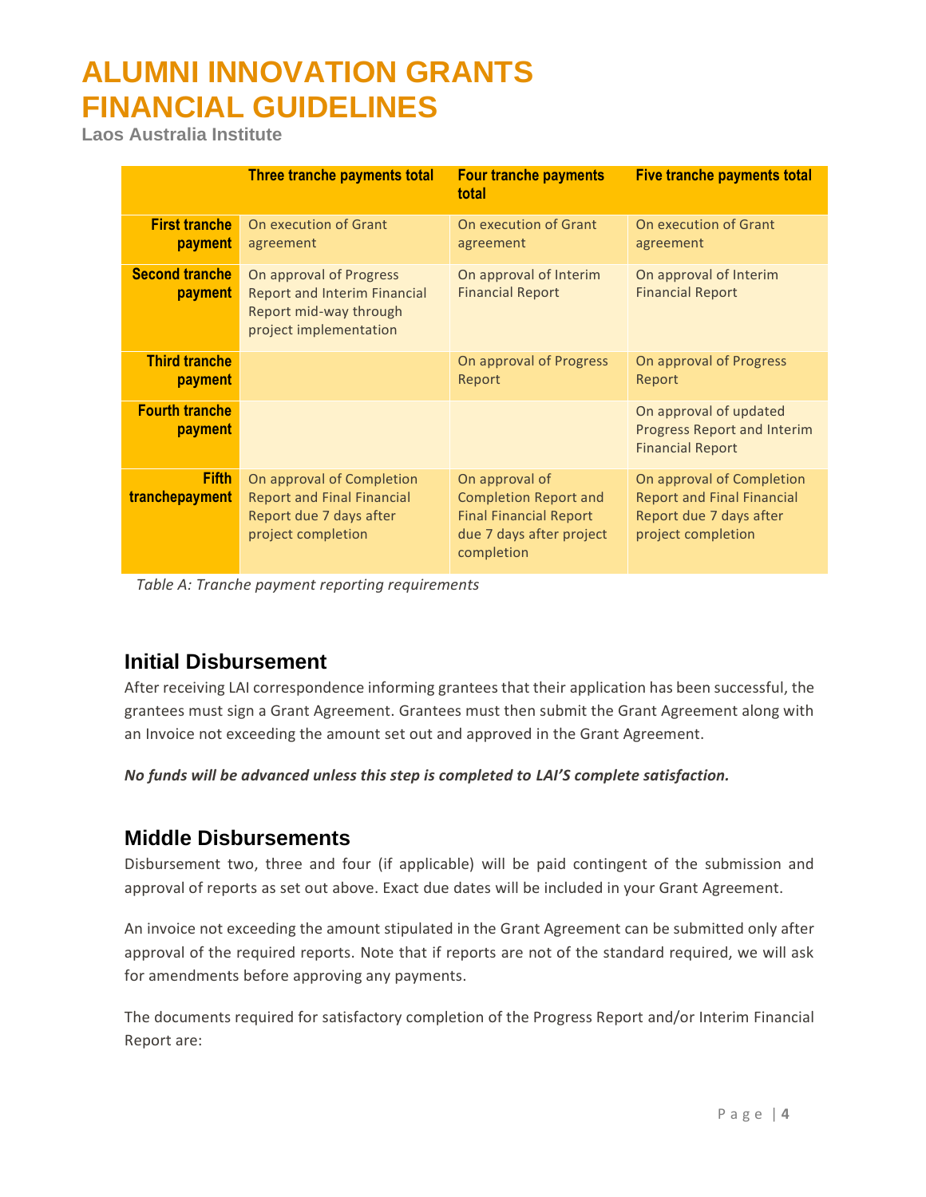# ALUMNI INNOVATION GRANTS FINANCIAL GUIDELINES

Laos Australia Institute

| | Three tranche payments total | Four tranche payments total | Five tranche payments total |
|---|---|---|---|
| **First tranche payment** | On execution of Grant agreement | On execution of Grant agreement | On execution of Grant agreement |
| **Second tranche payment** | On approval of Progress Report and Interim Financial Report mid-way through project implementation | On approval of Interim Financial Report | On approval of Interim Financial Report |
| **Third tranche payment** | | On approval of Progress Report | On approval of Progress Report |
| **Fourth tranche payment** | | | On approval of updated Progress Report and Interim Financial Report |
| **Fifth tranchepayment** | On approval of Completion Report and Final Financial Report due 7 days after project completion | On approval of Completion Report and Final Financial Report due 7 days after project completion | On approval of Completion Report and Final Financial Report due 7 days after project completion |

*Table A: Tranche payment reporting requirements*

## Initial Disbursement

After receiving LAI correspondence informing grantees that their application has been successful, the grantees must sign a Grant Agreement. Grantees must then submit the Grant Agreement along with an Invoice not exceeding the amount set out and approved in the Grant Agreement.

***No funds will be advanced unless this step is completed to LAI'S complete satisfaction.***

## Middle Disbursements

Disbursement two, three and four (if applicable) will be paid contingent of the submission and approval of reports as set out above. Exact due dates will be included in your Grant Agreement.

An invoice not exceeding the amount stipulated in the Grant Agreement can be submitted only after approval of the required reports. Note that if reports are not of the standard required, we will ask for amendments before approving any payments.

The documents required for satisfactory completion of the Progress Report and/or Interim Financial Report are: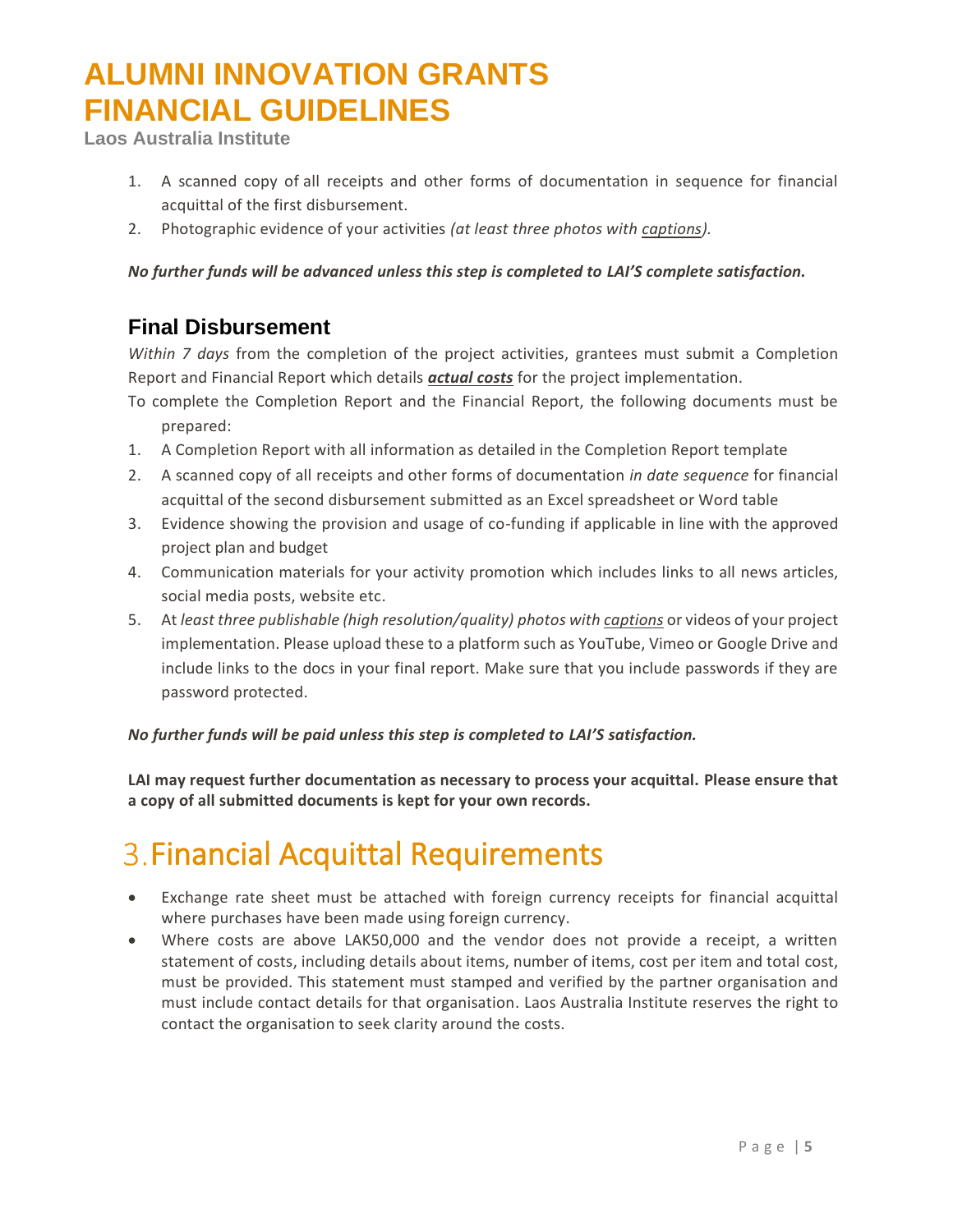1. A scanned copy of all receipts and other forms of documentation in sequence for financial acquittal of the first disbursement.
2. Photographic evidence of your activities *(at least three photos with captions).*

***No further funds will be advanced unless this step is completed to LAI'S complete satisfaction.***

## Final Disbursement

*Within 7 days* from the completion of the project activities, grantees must submit a Completion Report and Financial Report which details ***actual costs*** for the project implementation.

To complete the Completion Report and the Financial Report, the following documents must be prepared:

1. A Completion Report with all information as detailed in the Completion Report template
2. A scanned copy of all receipts and other forms of documentation *in date sequence* for financial acquittal of the second disbursement submitted as an Excel spreadsheet or Word table
3. Evidence showing the provision and usage of co-funding if applicable in line with the approved project plan and budget
4. Communication materials for your activity promotion which includes links to all news articles, social media posts, website etc.
5. At *least three publishable (high resolution/quality) photos with captions* or videos of your project implementation. Please upload these to a platform such as YouTube, Vimeo or Google Drive and include links to the docs in your final report. Make sure that you include passwords if they are password protected.

***No further funds will be paid unless this step is completed to LAI'S satisfaction.***

**LAI may request further documentation as necessary to process your acquittal. Please ensure that a copy of all submitted documents is kept for your own records.**

# 3. Financial Acquittal Requirements

- Exchange rate sheet must be attached with foreign currency receipts for financial acquittal where purchases have been made using foreign currency.
- Where costs are above LAK50,000 and the vendor does not provide a receipt, a written statement of costs, including details about items, number of items, cost per item and total cost, must be provided. This statement must stamped and verified by the partner organisation and must include contact details for that organisation. Laos Australia Institute reserves the right to contact the organisation to seek clarity around the costs.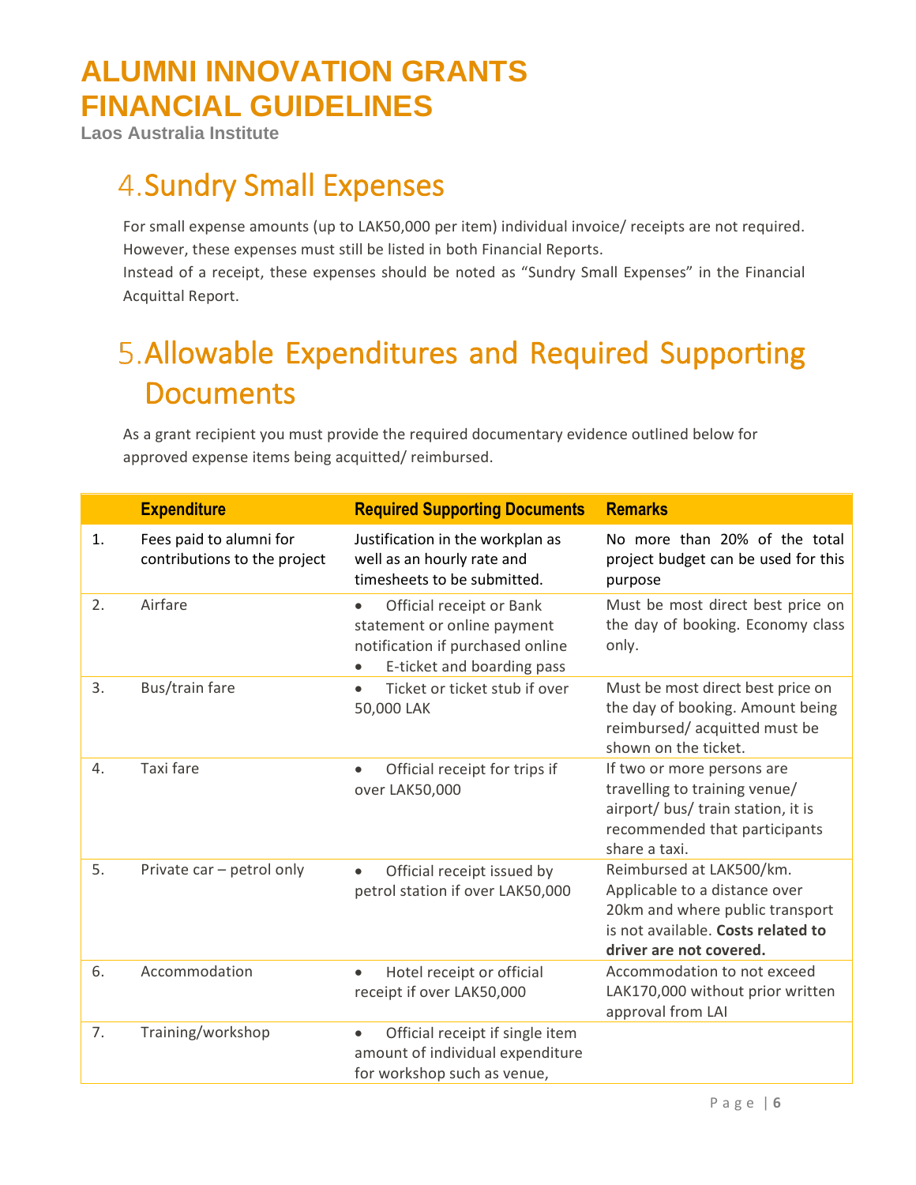# ALUMNI INNOVATION GRANTS FINANCIAL GUIDELINES

Laos Australia Institute

## 4. Sundry Small Expenses

For small expense amounts (up to LAK50,000 per item) individual invoice/ receipts are not required. However, these expenses must still be listed in both Financial Reports.

Instead of a receipt, these expenses should be noted as "Sundry Small Expenses" in the Financial Acquittal Report.

## 5. Allowable Expenditures and Required Supporting Documents

As a grant recipient you must provide the required documentary evidence outlined below for approved expense items being acquitted/ reimbursed.

| | Expenditure | Required Supporting Documents | Remarks |
|---|---|---|---|
| 1. | Fees paid to alumni for contributions to the project | Justification in the workplan as well as an hourly rate and timesheets to be submitted. | No more than 20% of the total project budget can be used for this purpose |
| 2. | Airfare | • Official receipt or Bank statement or online payment notification if purchased online<br>• E-ticket and boarding pass | Must be most direct best price on the day of booking. Economy class only. |
| 3. | Bus/train fare | • Ticket or ticket stub if over 50,000 LAK | Must be most direct best price on the day of booking. Amount being reimbursed/ acquitted must be shown on the ticket. |
| 4. | Taxi fare | • Official receipt for trips if over LAK50,000 | If two or more persons are travelling to training venue/ airport/ bus/ train station, it is recommended that participants share a taxi. |
| 5. | Private car – petrol only | • Official receipt issued by petrol station if over LAK50,000 | Reimbursed at LAK500/km. Applicable to a distance over 20km and where public transport is not available. **Costs related to driver are not covered.** |
| 6. | Accommodation | • Hotel receipt or official receipt if over LAK50,000 | Accommodation to not exceed LAK170,000 without prior written approval from LAI |
| 7. | Training/workshop | • Official receipt if single item amount of individual expenditure for workshop such as venue, | |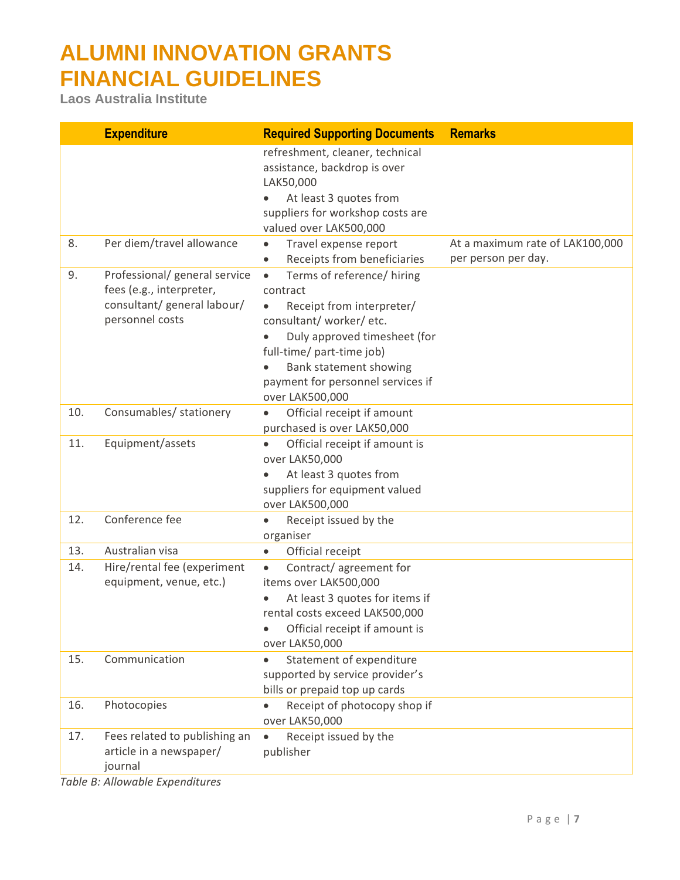# ALUMNI INNOVATION GRANTS FINANCIAL GUIDELINES

**Laos Australia Institute**

| | Expenditure | Required Supporting Documents | Remarks |
|---|---|---|---|
| | | refreshment, cleaner, technical assistance, backdrop is over LAK50,000<br>• At least 3 quotes from suppliers for workshop costs are valued over LAK500,000 | |
| 8. | Per diem/travel allowance | • Travel expense report<br>• Receipts from beneficiaries | At a maximum rate of LAK100,000 per person per day. |
| 9. | Professional/ general service fees (e.g., interpreter, consultant/ general labour/ personnel costs | • Terms of reference/ hiring contract<br>• Receipt from interpreter/ consultant/ worker/ etc.<br>• Duly approved timesheet (for full-time/ part-time job)<br>• Bank statement showing payment for personnel services if over LAK500,000 | |
| 10. | Consumables/ stationery | • Official receipt if amount purchased is over LAK50,000 | |
| 11. | Equipment/assets | • Official receipt if amount is over LAK50,000<br>• At least 3 quotes from suppliers for equipment valued over LAK500,000 | |
| 12. | Conference fee | • Receipt issued by the organiser | |
| 13. | Australian visa | • Official receipt | |
| 14. | Hire/rental fee (experiment equipment, venue, etc.) | • Contract/ agreement for items over LAK500,000<br>• At least 3 quotes for items if rental costs exceed LAK500,000<br>• Official receipt if amount is over LAK50,000 | |
| 15. | Communication | • Statement of expenditure supported by service provider's bills or prepaid top up cards | |
| 16. | Photocopies | • Receipt of photocopy shop if over LAK50,000 | |
| 17. | Fees related to publishing an article in a newspaper/ journal | • Receipt issued by the publisher | |

*Table B: Allowable Expenditures*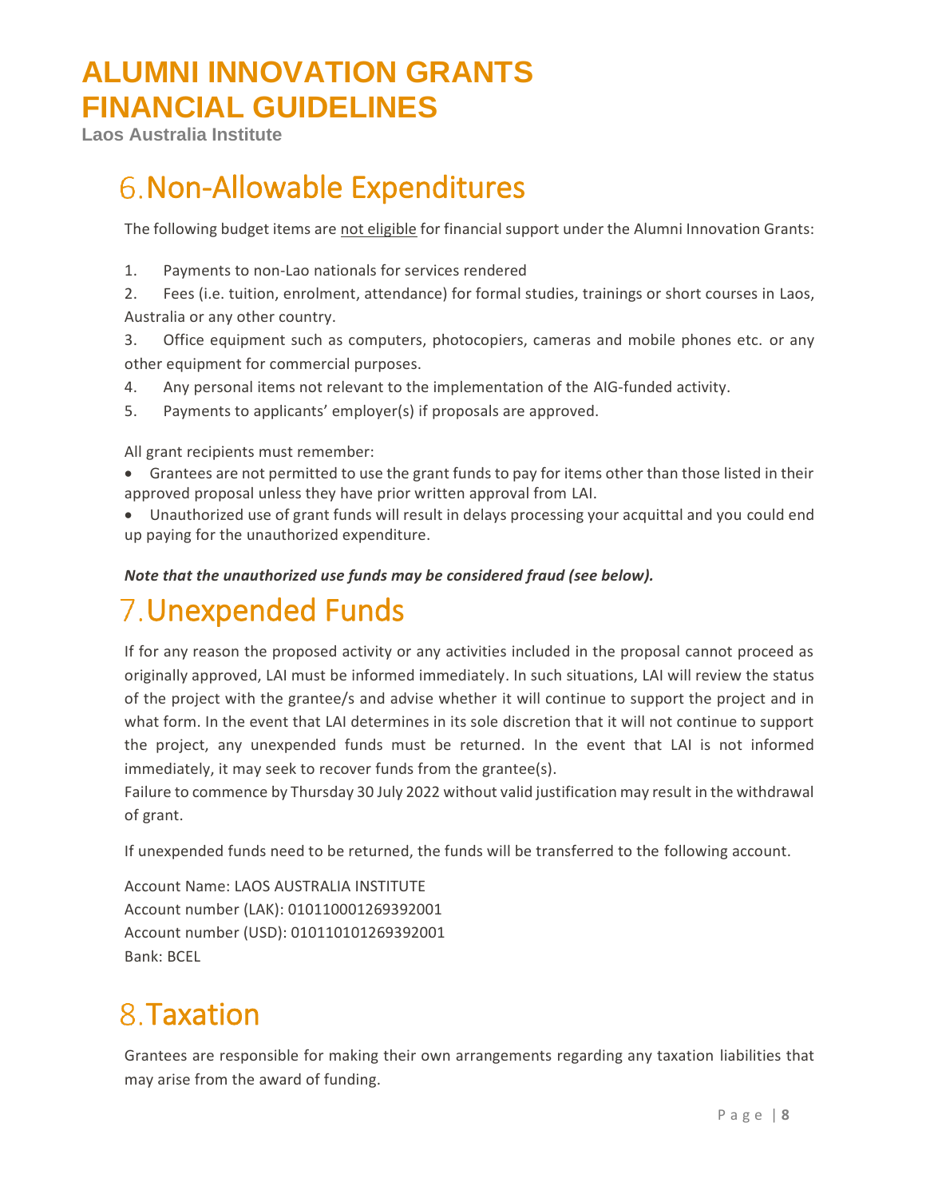# 6. Non-Allowable Expenditures

The following budget items are not eligible for financial support under the Alumni Innovation Grants:

1. Payments to non-Lao nationals for services rendered
2. Fees (i.e. tuition, enrolment, attendance) for formal studies, trainings or short courses in Laos, Australia or any other country.
3. Office equipment such as computers, photocopiers, cameras and mobile phones etc. or any other equipment for commercial purposes.
4. Any personal items not relevant to the implementation of the AIG-funded activity.
5. Payments to applicants' employer(s) if proposals are approved.

All grant recipients must remember:

- Grantees are not permitted to use the grant funds to pay for items other than those listed in their approved proposal unless they have prior written approval from LAI.
- Unauthorized use of grant funds will result in delays processing your acquittal and you could end up paying for the unauthorized expenditure.

***Note that the unauthorized use funds may be considered fraud (see below).***

# 7. Unexpended Funds

If for any reason the proposed activity or any activities included in the proposal cannot proceed as originally approved, LAI must be informed immediately. In such situations, LAI will review the status of the project with the grantee/s and advise whether it will continue to support the project and in what form. In the event that LAI determines in its sole discretion that it will not continue to support the project, any unexpended funds must be returned. In the event that LAI is not informed immediately, it may seek to recover funds from the grantee(s).
Failure to commence by Thursday 30 July 2022 without valid justification may result in the withdrawal of grant.

If unexpended funds need to be returned, the funds will be transferred to the following account.

Account Name: LAOS AUSTRALIA INSTITUTE
Account number (LAK): 010110001269392001
Account number (USD): 010110101269392001
Bank: BCEL

# 8. Taxation

Grantees are responsible for making their own arrangements regarding any taxation liabilities that may arise from the award of funding.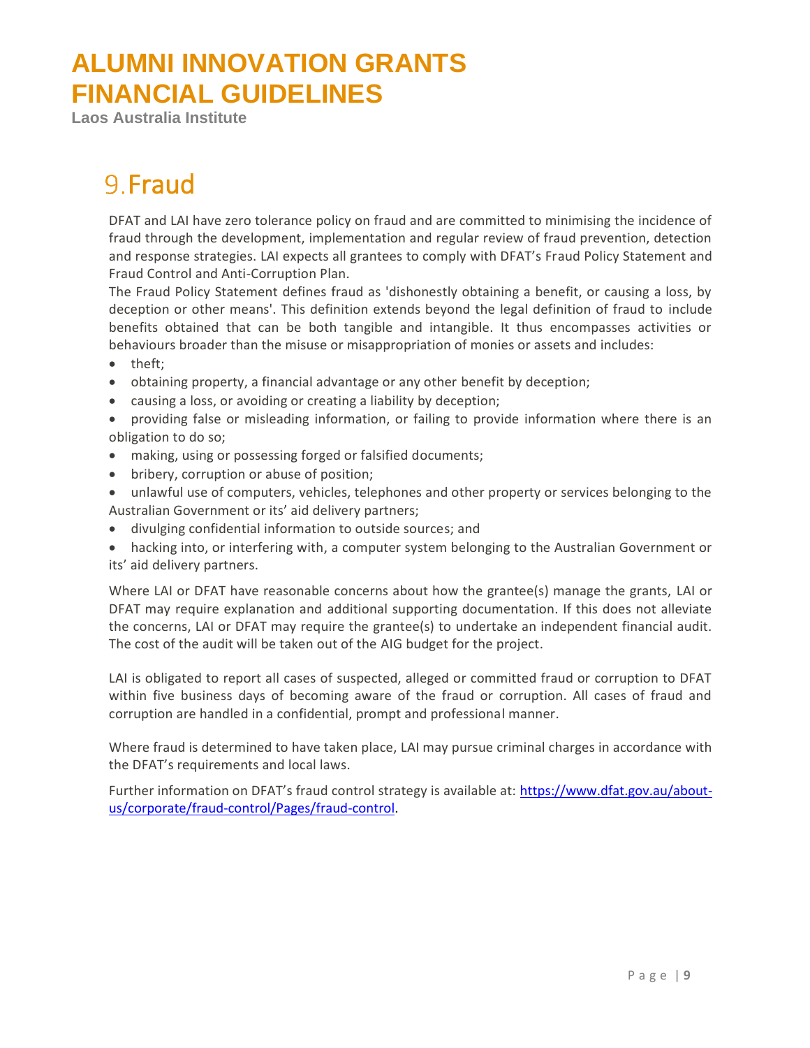# 9. Fraud

DFAT and LAI have zero tolerance policy on fraud and are committed to minimising the incidence of fraud through the development, implementation and regular review of fraud prevention, detection and response strategies. LAI expects all grantees to comply with DFAT's Fraud Policy Statement and Fraud Control and Anti-Corruption Plan.

The Fraud Policy Statement defines fraud as 'dishonestly obtaining a benefit, or causing a loss, by deception or other means'. This definition extends beyond the legal definition of fraud to include benefits obtained that can be both tangible and intangible. It thus encompasses activities or behaviours broader than the misuse or misappropriation of monies or assets and includes:

- theft;
- obtaining property, a financial advantage or any other benefit by deception;
- causing a loss, or avoiding or creating a liability by deception;
- providing false or misleading information, or failing to provide information where there is an obligation to do so;
- making, using or possessing forged or falsified documents;
- bribery, corruption or abuse of position;
- unlawful use of computers, vehicles, telephones and other property or services belonging to the Australian Government or its' aid delivery partners;
- divulging confidential information to outside sources; and
- hacking into, or interfering with, a computer system belonging to the Australian Government or its' aid delivery partners.

Where LAI or DFAT have reasonable concerns about how the grantee(s) manage the grants, LAI or DFAT may require explanation and additional supporting documentation. If this does not alleviate the concerns, LAI or DFAT may require the grantee(s) to undertake an independent financial audit. The cost of the audit will be taken out of the AIG budget for the project.

LAI is obligated to report all cases of suspected, alleged or committed fraud or corruption to DFAT within five business days of becoming aware of the fraud or corruption. All cases of fraud and corruption are handled in a confidential, prompt and professional manner.

Where fraud is determined to have taken place, LAI may pursue criminal charges in accordance with the DFAT's requirements and local laws.

Further information on DFAT's fraud control strategy is available at: [https://www.dfat.gov.au/about-us/corporate/fraud-control/Pages/fraud-control](https://www.dfat.gov.au/about-us/corporate/fraud-control/Pages/fraud-control).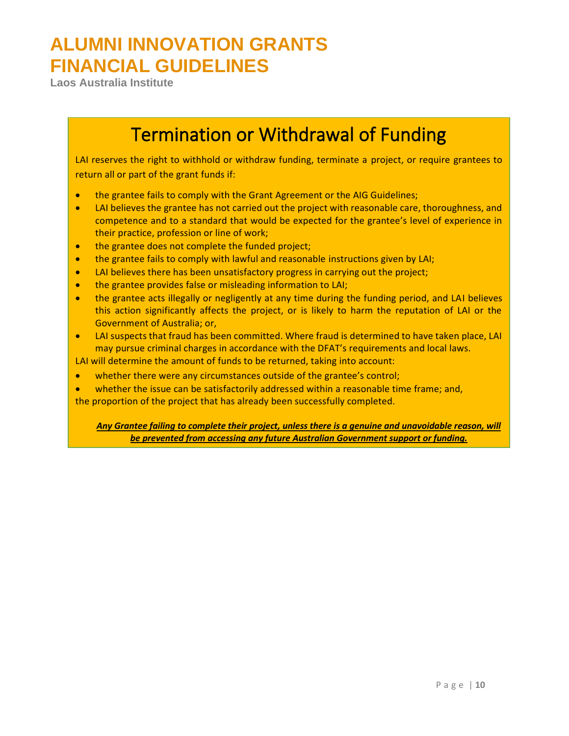# ALUMNI INNOVATION GRANTS FINANCIAL GUIDELINES

Laos Australia Institute

## Termination or Withdrawal of Funding

LAI reserves the right to withhold or withdraw funding, terminate a project, or require grantees to return all or part of the grant funds if:

- the grantee fails to comply with the Grant Agreement or the AIG Guidelines;
- LAI believes the grantee has not carried out the project with reasonable care, thoroughness, and competence and to a standard that would be expected for the grantee's level of experience in their practice, profession or line of work;
- the grantee does not complete the funded project;
- the grantee fails to comply with lawful and reasonable instructions given by LAI;
- LAI believes there has been unsatisfactory progress in carrying out the project;
- the grantee provides false or misleading information to LAI;
- the grantee acts illegally or negligently at any time during the funding period, and LAI believes this action significantly affects the project, or is likely to harm the reputation of LAI or the Government of Australia; or,
- LAI suspects that fraud has been committed. Where fraud is determined to have taken place, LAI may pursue criminal charges in accordance with the DFAT's requirements and local laws.

LAI will determine the amount of funds to be returned, taking into account:

- whether there were any circumstances outside of the grantee's control;
- whether the issue can be satisfactorily addressed within a reasonable time frame; and,

the proportion of the project that has already been successfully completed.

***<u>Any Grantee failing to complete their project, unless there is a genuine and unavoidable reason, will be prevented from accessing any future Australian Government support or funding.</u>***